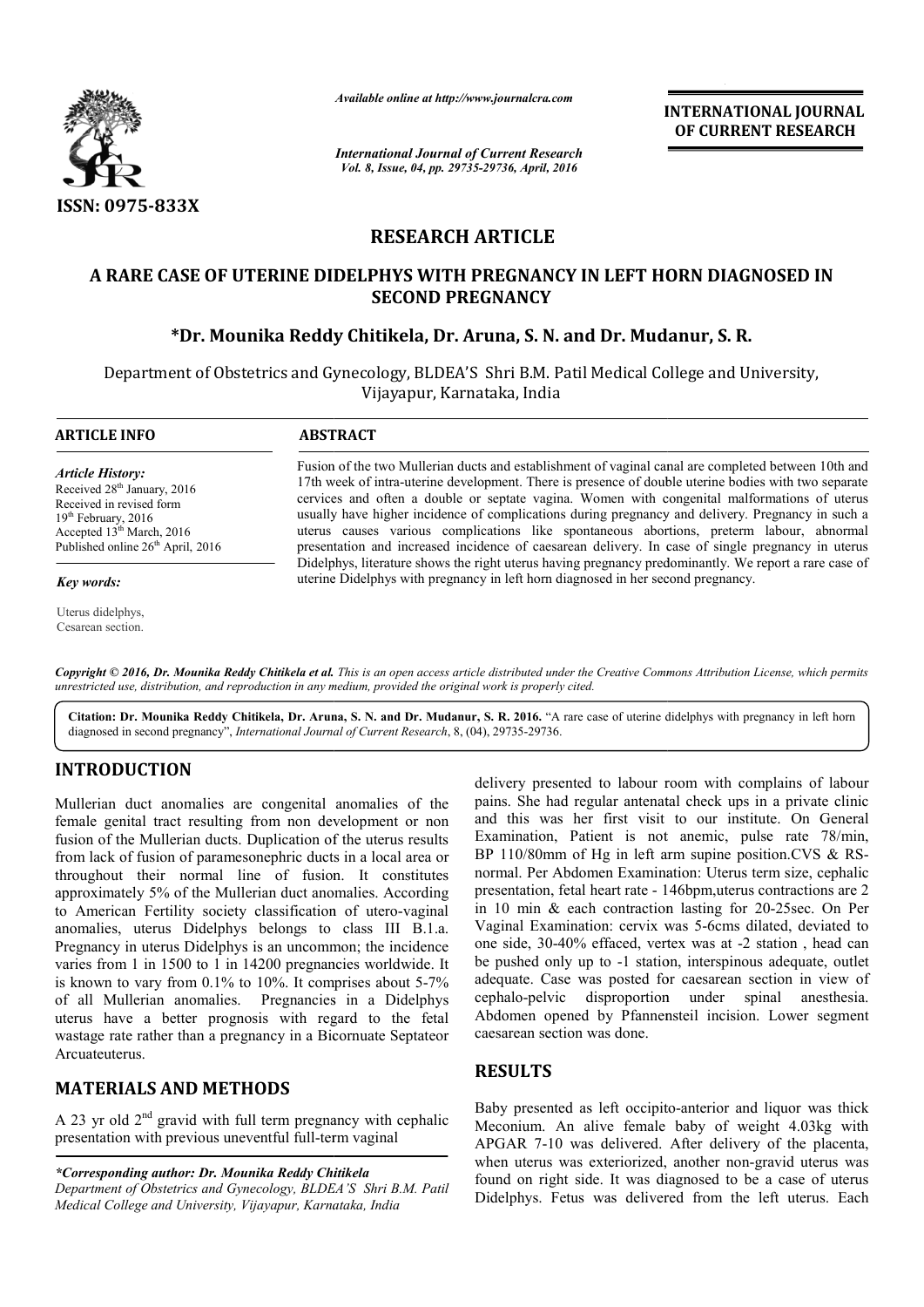ISSN: 0975-833X

*Available online at http://www.journalcra.com*

*International Journal of Current Research*
*Vol. 8, Issue, 04, pp. 29735-29736, April, 2016*

**INTERNATIONAL JOURNAL OF CURRENT RESEARCH**

# RESEARCH ARTICLE

## A RARE CASE OF UTERINE DIDELPHYS WITH PREGNANCY IN LEFT HORN DIAGNOSED IN SECOND PREGNANCY

**\*Dr. Mounika Reddy Chitikela, Dr. Aruna, S. N. and Dr. Mudanur, S. R.**

Department of Obstetrics and Gynecology, BLDEA'S Shri B.M. Patil Medical College and University, Vijayapur, Karnataka, India

**ARTICLE INFO**

*Article History:*
Received 28th January, 2016
Received in revised form
19th February, 2016
Accepted 13th March, 2016
Published online 26th April, 2016

*Key words:*

Uterus didelphys,
Cesarean section.

**ABSTRACT**

Fusion of the two Mullerian ducts and establishment of vaginal canal are completed between 10th and 17th week of intra-uterine development. There is presence of double uterine bodies with two separate cervices and often a double or septate vagina. Women with congenital malformations of uterus usually have higher incidence of complications during pregnancy and delivery. Pregnancy in such a uterus causes various complications like spontaneous abortions, preterm labour, abnormal presentation and increased incidence of caesarean delivery. In case of single pregnancy in uterus Didelphys, literature shows the right uterus having pregnancy predominantly. We report a rare case of uterine Didelphys with pregnancy in left horn diagnosed in her second pregnancy.

*Copyright © 2016, Dr. Mounika Reddy Chitikela et al. This is an open access article distributed under the Creative Commons Attribution License, which permits unrestricted use, distribution, and reproduction in any medium, provided the original work is properly cited.*

**Citation: Dr. Mounika Reddy Chitikela, Dr. Aruna, S. N. and Dr. Mudanur, S. R. 2016.** "A rare case of uterine didelphys with pregnancy in left horn diagnosed in second pregnancy", *International Journal of Current Research*, 8, (04), 29735-29736.

## INTRODUCTION

Mullerian duct anomalies are congenital anomalies of the female genital tract resulting from non development or non fusion of the Mullerian ducts. Duplication of the uterus results from lack of fusion of paramesonephric ducts in a local area or throughout their normal line of fusion. It constitutes approximately 5% of the Mullerian duct anomalies. According to American Fertility society classification of utero-vaginal anomalies, uterus Didelphys belongs to class III B.1.a. Pregnancy in uterus Didelphys is an uncommon; the incidence varies from 1 in 1500 to 1 in 14200 pregnancies worldwide. It is known to vary from 0.1% to 10%. It comprises about 5-7% of all Mullerian anomalies. Pregnancies in a Didelphys uterus have a better prognosis with regard to the fetal wastage rate rather than a pregnancy in a Bicornuate Septateor Arcuateuterus.

## MATERIALS AND METHODS

A 23 yr old 2nd gravid with full term pregnancy with cephalic presentation with previous uneventful full-term vaginal delivery presented to labour room with complains of labour pains. She had regular antenatal check ups in a private clinic and this was her first visit to our institute. On General Examination, Patient is not anemic, pulse rate 78/min, BP 110/80mm of Hg in left arm supine position.CVS & RS-normal. Per Abdomen Examination: Uterus term size, cephalic presentation, fetal heart rate - 146bpm,uterus contractions are 2 in 10 min & each contraction lasting for 20-25sec. On Per Vaginal Examination: cervix was 5-6cms dilated, deviated to one side, 30-40% effaced, vertex was at -2 station , head can be pushed only up to -1 station, interspinous adequate, outlet adequate. Case was posted for caesarean section in view of cephalo-pelvic disproportion under spinal anesthesia. Abdomen opened by Pfannenstiel incision. Lower segment caesarean section was done.

## RESULTS

Baby presented as left occipito-anterior and liquor was thick Meconium. An alive female baby of weight 4.03kg with APGAR 7-10 was delivered. After delivery of the placenta, when uterus was exteriorized, another non-gravid uterus was found on right side. It was diagnosed to be a case of uterus Didelphys. Fetus was delivered from the left uterus. Each

*\*Corresponding author: Dr. Mounika Reddy Chitikela*
*Department of Obstetrics and Gynecology, BLDEA'S Shri B.M. Patil Medical College and University, Vijayapur, Karnataka, India*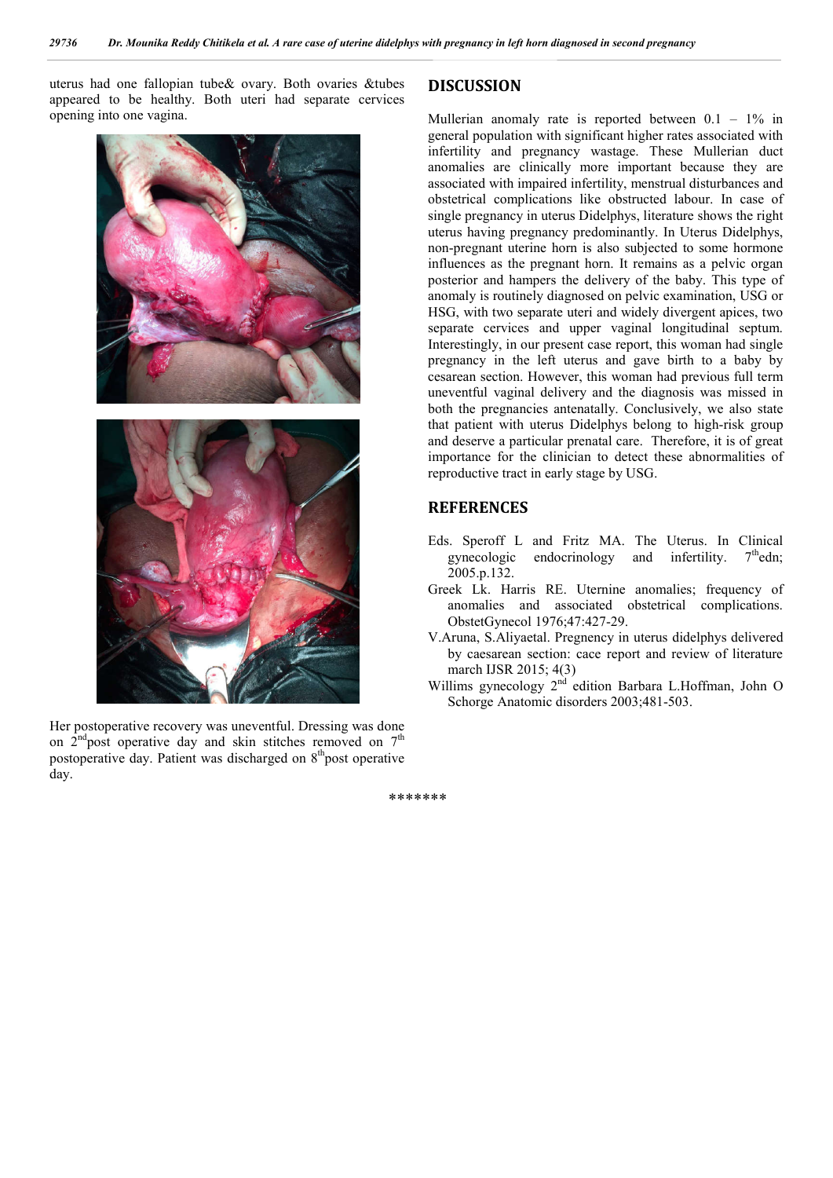uterus had one fallopian tube& ovary. Both ovaries &tubes appeared to be healthy. Both uteri had separate cervices opening into one vagina.

Her postoperative recovery was uneventful. Dressing was done on 2nd post operative day and skin stitches removed on 7th postoperative day. Patient was discharged on 8th post operative day.

## DISCUSSION

Mullerian anomaly rate is reported between 0.1 – 1% in general population with significant higher rates associated with infertility and pregnancy wastage. These Mullerian duct anomalies are clinically more important because they are associated with impaired infertility, menstrual disturbances and obstetrical complications like obstructed labour. In case of single pregnancy in uterus Didelphys, literature shows the right uterus having pregnancy predominantly. In Uterus Didelphys, non-pregnant uterine horn is also subjected to some hormone influences as the pregnant horn. It remains as a pelvic organ posterior and hampers the delivery of the baby. This type of anomaly is routinely diagnosed on pelvic examination, USG or HSG, with two separate uteri and widely divergent apices, two separate cervices and upper vaginal longitudinal septum. Interestingly, in our present case report, this woman had single pregnancy in the left uterus and gave birth to a baby by cesarean section. However, this woman had previous full term uneventful vaginal delivery and the diagnosis was missed in both the pregnancies antenatally. Conclusively, we also state that patient with uterus Didelphys belong to high-risk group and deserve a particular prenatal care. Therefore, it is of great importance for the clinician to detect these abnormalities of reproductive tract in early stage by USG.

## REFERENCES

Eds. Speroff L and Fritz MA. The Uterus. In Clinical gynecologic endocrinology and infertility. 7th edn; 2005.p.132.

Greek Lk. Harris RE. Uternine anomalies; frequency of anomalies and associated obstetrical complications. ObstetGynecol 1976;47:427-29.

V.Aruna, S.Aliyaetal. Pregnency in uterus didelphys delivered by caesarean section: cace report and review of literature march IJSR 2015; 4(3)

Willims gynecology 2nd edition Barbara L.Hoffman, John O Schorge Anatomic disorders 2003;481-503.

*******